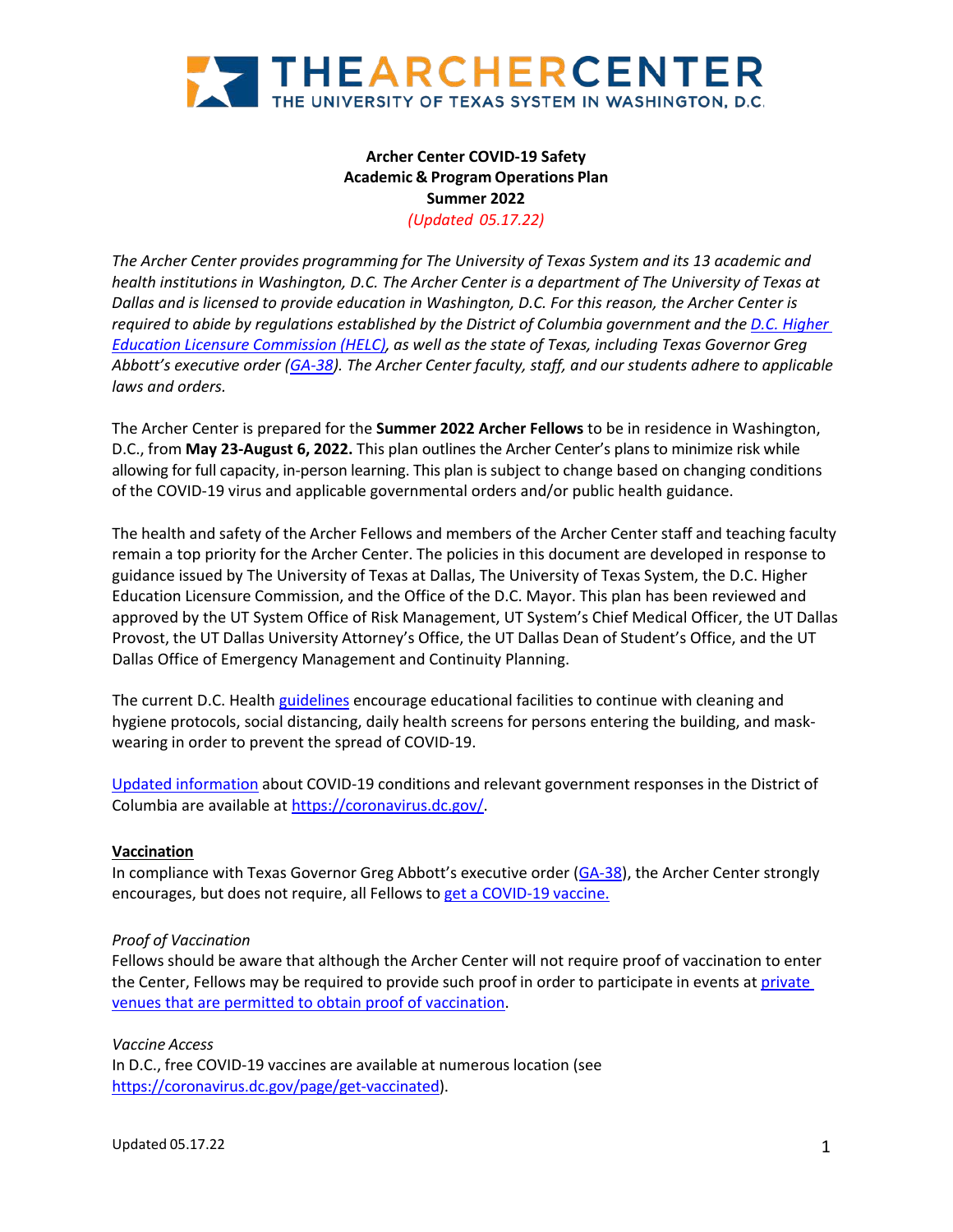THEARCHERCENTER
THE UNIVERSITY OF TEXAS SYSTEM IN WASHINGTON, D.C.

**Archer Center COVID-19 Safety**
**Academic & Program Operations Plan**
**Summer 2022**
*(Updated 05.17.22)*

*The Archer Center provides programming for The University of Texas System and its 13 academic and health institutions in Washington, D.C. The Archer Center is a department of The University of Texas at Dallas and is licensed to provide education in Washington, D.C. For this reason, the Archer Center is required to abide by regulations established by the District of Columbia government and the D.C. Higher Education Licensure Commission (HELC), as well as the state of Texas, including Texas Governor Greg Abbott's executive order (GA-38). The Archer Center faculty, staff, and our students adhere to applicable laws and orders.*

The Archer Center is prepared for the **Summer 2022 Archer Fellows** to be in residence in Washington, D.C., from **May 23-August 6, 2022.** This plan outlines the Archer Center's plans to minimize risk while allowing for full capacity, in-person learning. This plan is subject to change based on changing conditions of the COVID-19 virus and applicable governmental orders and/or public health guidance.

The health and safety of the Archer Fellows and members of the Archer Center staff and teaching faculty remain a top priority for the Archer Center. The policies in this document are developed in response to guidance issued by The University of Texas at Dallas, The University of Texas System, the D.C. Higher Education Licensure Commission, and the Office of the D.C. Mayor. This plan has been reviewed and approved by the UT System Office of Risk Management, UT System's Chief Medical Officer, the UT Dallas Provost, the UT Dallas University Attorney's Office, the UT Dallas Dean of Student's Office, and the UT Dallas Office of Emergency Management and Continuity Planning.

The current D.C. Health guidelines encourage educational facilities to continue with cleaning and hygiene protocols, social distancing, daily health screens for persons entering the building, and mask-wearing in order to prevent the spread of COVID-19.

Updated information about COVID-19 conditions and relevant government responses in the District of Columbia are available at https://coronavirus.dc.gov/.

## Vaccination

In compliance with Texas Governor Greg Abbott's executive order (GA-38), the Archer Center strongly encourages, but does not require, all Fellows to get a COVID-19 vaccine.

### *Proof of Vaccination*

Fellows should be aware that although the Archer Center will not require proof of vaccination to enter the Center, Fellows may be required to provide such proof in order to participate in events at private venues that are permitted to obtain proof of vaccination.

### *Vaccine Access*

In D.C., free COVID-19 vaccines are available at numerous location (see https://coronavirus.dc.gov/page/get-vaccinated).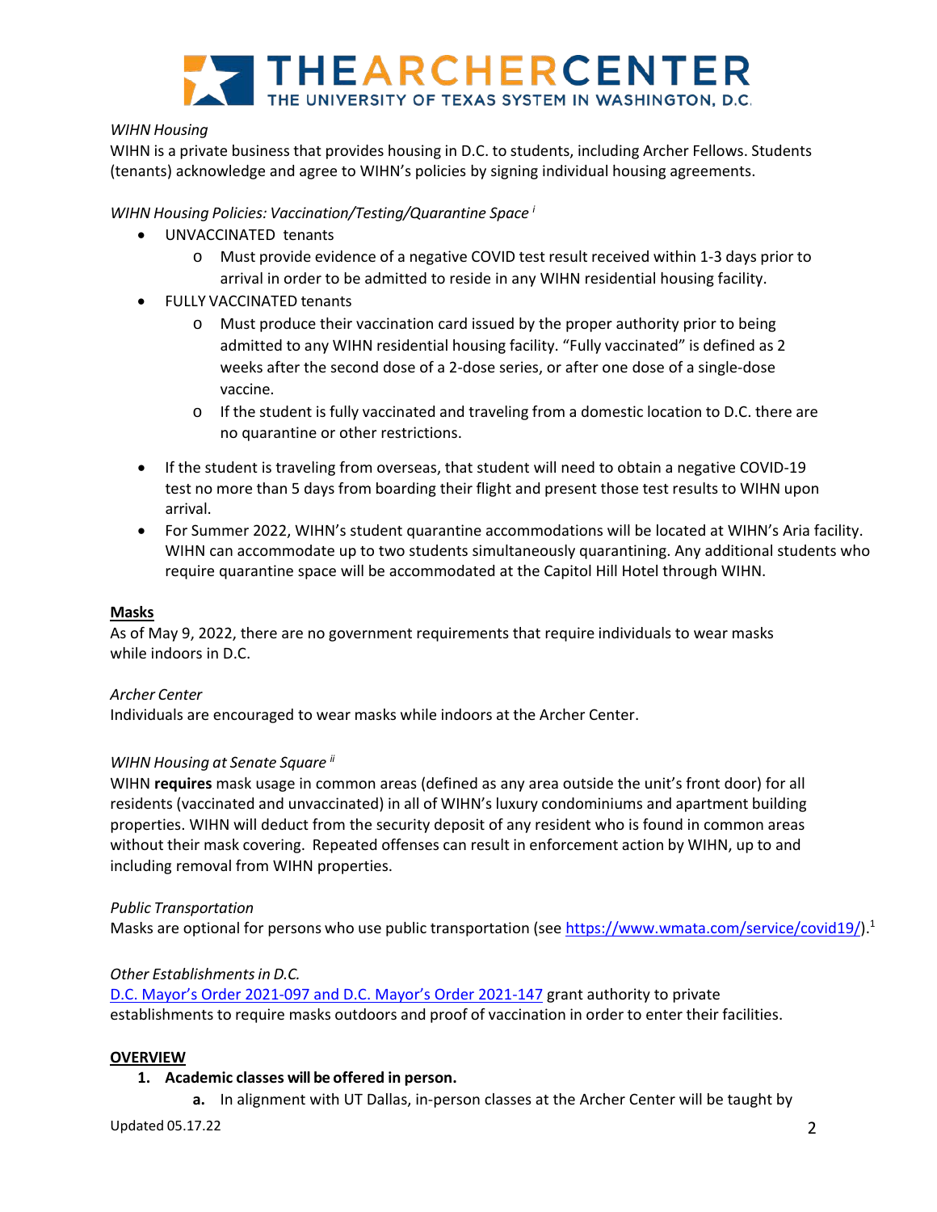*WIHN Housing*

WIHN is a private business that provides housing in D.C. to students, including Archer Fellows. Students (tenants) acknowledge and agree to WIHN's policies by signing individual housing agreements.

*WIHN Housing Policies: Vaccination/Testing/Quarantine Space* [i]

- UNVACCINATED tenants
  - Must provide evidence of a negative COVID test result received within 1-3 days prior to arrival in order to be admitted to reside in any WIHN residential housing facility.
- FULLY VACCINATED tenants
  - Must produce their vaccination card issued by the proper authority prior to being admitted to any WIHN residential housing facility. "Fully vaccinated" is defined as 2 weeks after the second dose of a 2-dose series, or after one dose of a single-dose vaccine.
  - If the student is fully vaccinated and traveling from a domestic location to D.C. there are no quarantine or other restrictions.

- If the student is traveling from overseas, that student will need to obtain a negative COVID-19 test no more than 5 days from boarding their flight and present those test results to WIHN upon arrival.
- For Summer 2022, WIHN's student quarantine accommodations will be located at WIHN's Aria facility. WIHN can accommodate up to two students simultaneously quarantining. Any additional students who require quarantine space will be accommodated at the Capitol Hill Hotel through WIHN.

## Masks

As of May 9, 2022, there are no government requirements that require individuals to wear masks while indoors in D.C.

*Archer Center*

Individuals are encouraged to wear masks while indoors at the Archer Center.

*WIHN Housing at Senate Square* [ii]

WIHN **requires** mask usage in common areas (defined as any area outside the unit's front door) for all residents (vaccinated and unvaccinated) in all of WIHN's luxury condominiums and apartment building properties. WIHN will deduct from the security deposit of any resident who is found in common areas without their mask covering. Repeated offenses can result in enforcement action by WIHN, up to and including removal from WIHN properties.

*Public Transportation*

Masks are optional for persons who use public transportation (see https://www.wmata.com/service/covid19/).[1]

*Other Establishments in D.C.*

D.C. Mayor's Order 2021-097 and D.C. Mayor's Order 2021-147 grant authority to private establishments to require masks outdoors and proof of vaccination in order to enter their facilities.

## OVERVIEW

1. **Academic classes will be offered in person.**
   a. In alignment with UT Dallas, in-person classes at the Archer Center will be taught by

Updated 05.17.22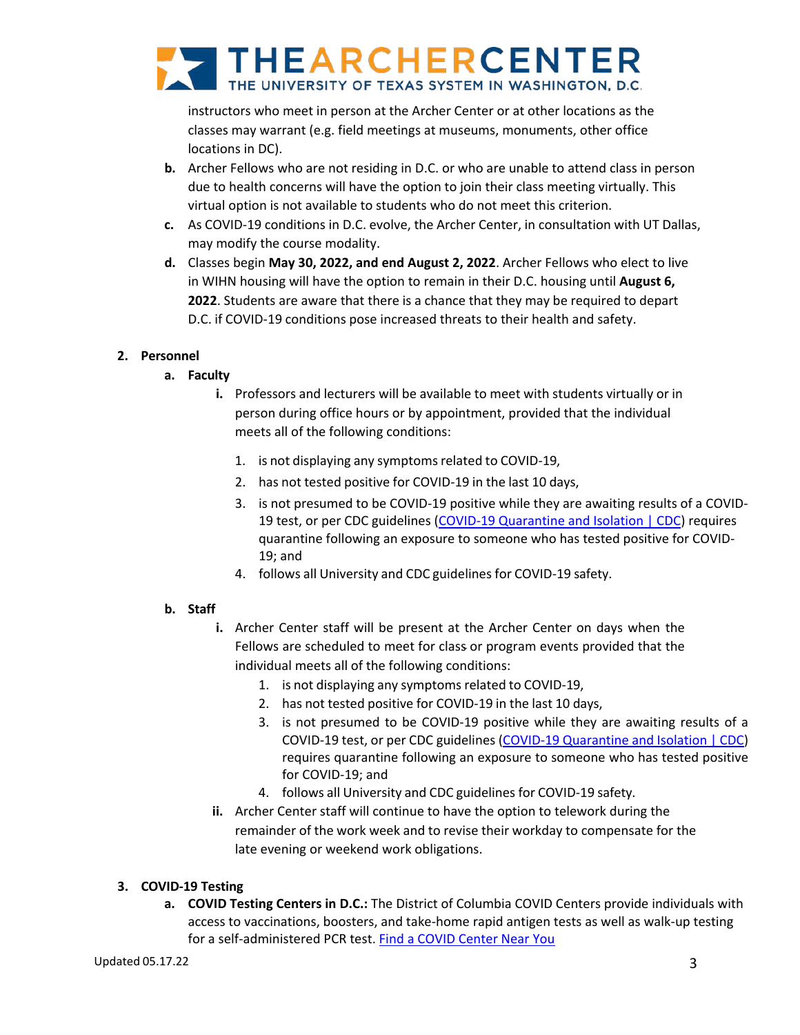instructors who meet in person at the Archer Center or at other locations as the classes may warrant (e.g. field meetings at museums, monuments, other office locations in DC).

b. Archer Fellows who are not residing in D.C. or who are unable to attend class in person due to health concerns will have the option to join their class meeting virtually. This virtual option is not available to students who do not meet this criterion.

c. As COVID-19 conditions in D.C. evolve, the Archer Center, in consultation with UT Dallas, may modify the course modality.

d. Classes begin **May 30, 2022, and end August 2, 2022**. Archer Fellows who elect to live in WIHN housing will have the option to remain in their D.C. housing until **August 6, 2022**. Students are aware that there is a chance that they may be required to depart D.C. if COVID-19 conditions pose increased threats to their health and safety.

**2. Personnel**

**a. Faculty**

**i.** Professors and lecturers will be available to meet with students virtually or in person during office hours or by appointment, provided that the individual meets all of the following conditions:

1. is not displaying any symptoms related to COVID-19,
2. has not tested positive for COVID-19 in the last 10 days,
3. is not presumed to be COVID-19 positive while they are awaiting results of a COVID-19 test, or per CDC guidelines (COVID-19 Quarantine and Isolation | CDC) requires quarantine following an exposure to someone who has tested positive for COVID-19; and
4. follows all University and CDC guidelines for COVID-19 safety.

**b. Staff**

**i.** Archer Center staff will be present at the Archer Center on days when the Fellows are scheduled to meet for class or program events provided that the individual meets all of the following conditions:

1. is not displaying any symptoms related to COVID-19,
2. has not tested positive for COVID-19 in the last 10 days,
3. is not presumed to be COVID-19 positive while they are awaiting results of a COVID-19 test, or per CDC guidelines (COVID-19 Quarantine and Isolation | CDC) requires quarantine following an exposure to someone who has tested positive for COVID-19; and
4. follows all University and CDC guidelines for COVID-19 safety.

**ii.** Archer Center staff will continue to have the option to telework during the remainder of the work week and to revise their workday to compensate for the late evening or weekend work obligations.

**3. COVID-19 Testing**

a. **COVID Testing Centers in D.C.:** The District of Columbia COVID Centers provide individuals with access to vaccinations, boosters, and take-home rapid antigen tests as well as walk-up testing for a self-administered PCR test. Find a COVID Center Near You

Updated 05.17.22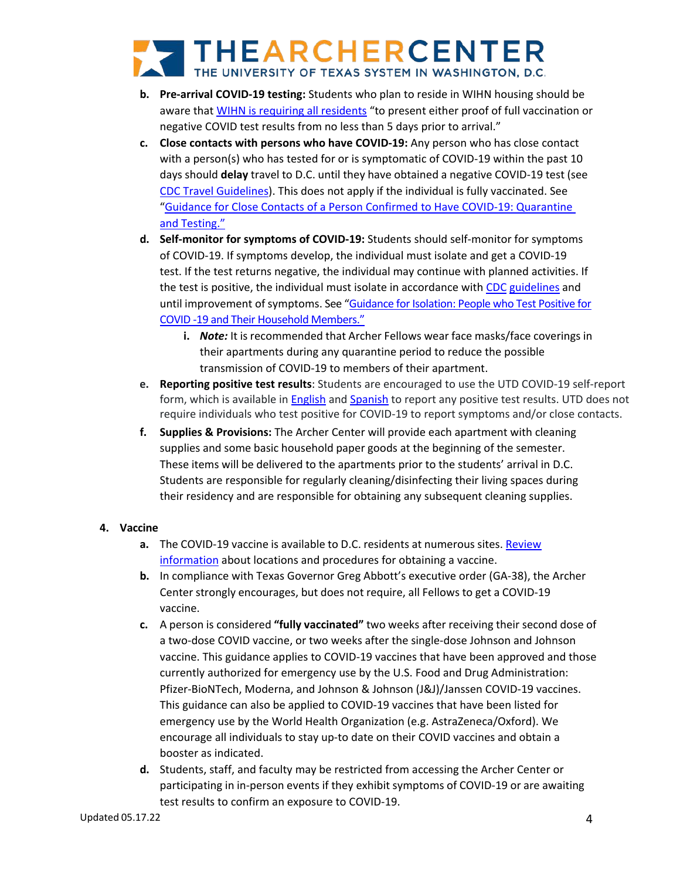b. **Pre-arrival COVID-19 testing:** Students who plan to reside in WIHN housing should be aware that WIHN is requiring all residents "to present either proof of full vaccination or negative COVID test results from no less than 5 days prior to arrival."

c. **Close contacts with persons who have COVID-19:** Any person who has close contact with a person(s) who has tested for or is symptomatic of COVID-19 within the past 10 days should **delay** travel to D.C. until they have obtained a negative COVID-19 test (see CDC Travel Guidelines). This does not apply if the individual is fully vaccinated. See "Guidance for Close Contacts of a Person Confirmed to Have COVID-19: Quarantine and Testing."

d. **Self-monitor for symptoms of COVID-19:** Students should self-monitor for symptoms of COVID-19. If symptoms develop, the individual must isolate and get a COVID-19 test. If the test returns negative, the individual may continue with planned activities. If the test is positive, the individual must isolate in accordance with CDC guidelines and until improvement of symptoms. See "Guidance for Isolation: People who Test Positive for COVID -19 and Their Household Members."

   i. ***Note:*** It is recommended that Archer Fellows wear face masks/face coverings in their apartments during any quarantine period to reduce the possible transmission of COVID-19 to members of their apartment.

e. **Reporting positive test results**: Students are encouraged to use the UTD COVID-19 self-report form, which is available in English and Spanish to report any positive test results. UTD does not require individuals who test positive for COVID-19 to report symptoms and/or close contacts.

f. **Supplies & Provisions:** The Archer Center will provide each apartment with cleaning supplies and some basic household paper goods at the beginning of the semester. These items will be delivered to the apartments prior to the students' arrival in D.C. Students are responsible for regularly cleaning/disinfecting their living spaces during their residency and are responsible for obtaining any subsequent cleaning supplies.

## 4. Vaccine

a. The COVID-19 vaccine is available to D.C. residents at numerous sites. Review information about locations and procedures for obtaining a vaccine.

b. In compliance with Texas Governor Greg Abbott's executive order (GA-38), the Archer Center strongly encourages, but does not require, all Fellows to get a COVID-19 vaccine.

c. A person is considered **"fully vaccinated"** two weeks after receiving their second dose of a two-dose COVID vaccine, or two weeks after the single-dose Johnson and Johnson vaccine. This guidance applies to COVID-19 vaccines that have been approved and those currently authorized for emergency use by the U.S. Food and Drug Administration: Pfizer-BioNTech, Moderna, and Johnson & Johnson (J&J)/Janssen COVID-19 vaccines. This guidance can also be applied to COVID-19 vaccines that have been listed for emergency use by the World Health Organization (e.g. AstraZeneca/Oxford). We encourage all individuals to stay up-to date on their COVID vaccines and obtain a booster as indicated.

d. Students, staff, and faculty may be restricted from accessing the Archer Center or participating in in-person events if they exhibit symptoms of COVID-19 or are awaiting test results to confirm an exposure to COVID-19.

Updated 05.17.22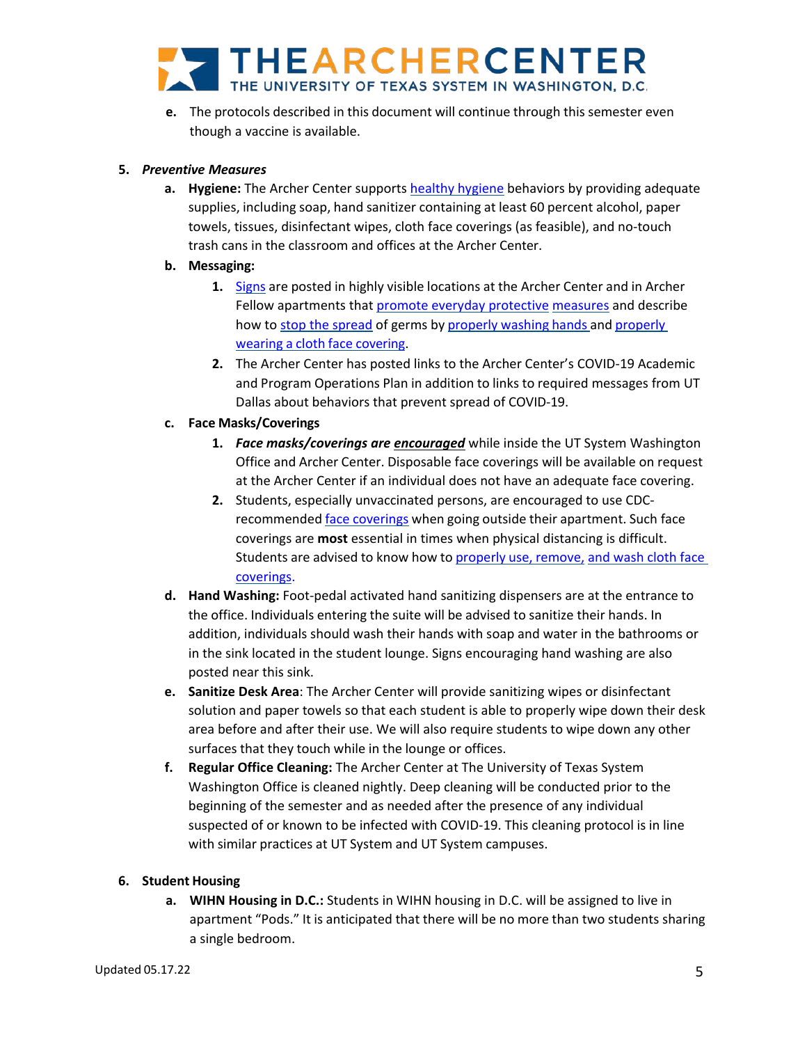**e.** The protocols described in this document will continue through this semester even though a vaccine is available.

**5.** ***Preventive Measures***

**a. Hygiene:** The Archer Center supports healthy hygiene behaviors by providing adequate supplies, including soap, hand sanitizer containing at least 60 percent alcohol, paper towels, tissues, disinfectant wipes, cloth face coverings (as feasible), and no-touch trash cans in the classroom and offices at the Archer Center.

**b. Messaging:**

**1.** Signs are posted in highly visible locations at the Archer Center and in Archer Fellow apartments that promote everyday protective measures and describe how to stop the spread of germs by properly washing hands and properly wearing a cloth face covering.

**2.** The Archer Center has posted links to the Archer Center's COVID-19 Academic and Program Operations Plan in addition to links to required messages from UT Dallas about behaviors that prevent spread of COVID-19.

**c. Face Masks/Coverings**

**1.** ***Face masks/coverings are <u>encouraged</u>*** while inside the UT System Washington Office and Archer Center. Disposable face coverings will be available on request at the Archer Center if an individual does not have an adequate face covering.

**2.** Students, especially unvaccinated persons, are encouraged to use CDC-recommended face coverings when going outside their apartment. Such face coverings are **most** essential in times when physical distancing is difficult. Students are advised to know how to properly use, remove, and wash cloth face coverings.

**d. Hand Washing:** Foot-pedal activated hand sanitizing dispensers are at the entrance to the office. Individuals entering the suite will be advised to sanitize their hands. In addition, individuals should wash their hands with soap and water in the bathrooms or in the sink located in the student lounge. Signs encouraging hand washing are also posted near this sink.

**e. Sanitize Desk Area**: The Archer Center will provide sanitizing wipes or disinfectant solution and paper towels so that each student is able to properly wipe down their desk area before and after their use. We will also require students to wipe down any other surfaces that they touch while in the lounge or offices.

**f. Regular Office Cleaning:** The Archer Center at The University of Texas System Washington Office is cleaned nightly. Deep cleaning will be conducted prior to the beginning of the semester and as needed after the presence of any individual suspected of or known to be infected with COVID-19. This cleaning protocol is in line with similar practices at UT System and UT System campuses.

**6. Student Housing**

**a. WIHN Housing in D.C.:** Students in WIHN housing in D.C. will be assigned to live in apartment "Pods." It is anticipated that there will be no more than two students sharing a single bedroom.

Updated 05.17.22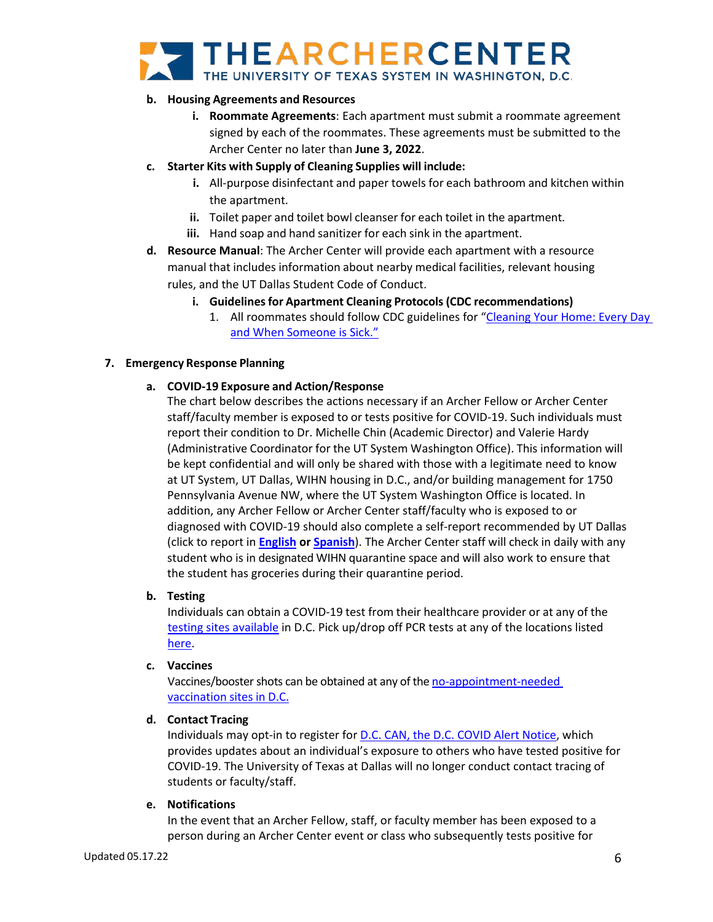b. **Housing Agreements and Resources**
   i. **Roommate Agreements**: Each apartment must submit a roommate agreement signed by each of the roommates. These agreements must be submitted to the Archer Center no later than **June 3, 2022**.

c. **Starter Kits with Supply of Cleaning Supplies will include:**
   i. All-purpose disinfectant and paper towels for each bathroom and kitchen within the apartment.
   ii. Toilet paper and toilet bowl cleanser for each toilet in the apartment.
   iii. Hand soap and hand sanitizer for each sink in the apartment.

d. **Resource Manual**: The Archer Center will provide each apartment with a resource manual that includes information about nearby medical facilities, relevant housing rules, and the UT Dallas Student Code of Conduct.
   i. **Guidelines for Apartment Cleaning Protocols (CDC recommendations)**
      1. All roommates should follow CDC guidelines for "Cleaning Your Home: Every Day and When Someone is Sick."

## 7. Emergency Response Planning

a. **COVID-19 Exposure and Action/Response**

The chart below describes the actions necessary if an Archer Fellow or Archer Center staff/faculty member is exposed to or tests positive for COVID-19. Such individuals must report their condition to Dr. Michelle Chin (Academic Director) and Valerie Hardy (Administrative Coordinator for the UT System Washington Office). This information will be kept confidential and will only be shared with those with a legitimate need to know at UT System, UT Dallas, WIHN housing in D.C., and/or building management for 1750 Pennsylvania Avenue NW, where the UT System Washington Office is located. In addition, any Archer Fellow or Archer Center staff/faculty who is exposed to or diagnosed with COVID-19 should also complete a self-report recommended by UT Dallas (click to report in **English** or **Spanish**). The Archer Center staff will check in daily with any student who is in designated WIHN quarantine space and will also work to ensure that the student has groceries during their quarantine period.

b. **Testing**

Individuals can obtain a COVID-19 test from their healthcare provider or at any of the testing sites available in D.C. Pick up/drop off PCR tests at any of the locations listed here.

c. **Vaccines**

Vaccines/booster shots can be obtained at any of the no-appointment-needed vaccination sites in D.C.

d. **Contact Tracing**

Individuals may opt-in to register for D.C. CAN, the D.C. COVID Alert Notice, which provides updates about an individual's exposure to others who have tested positive for COVID-19. The University of Texas at Dallas will no longer conduct contact tracing of students or faculty/staff.

e. **Notifications**

In the event that an Archer Fellow, staff, or faculty member has been exposed to a person during an Archer Center event or class who subsequently tests positive for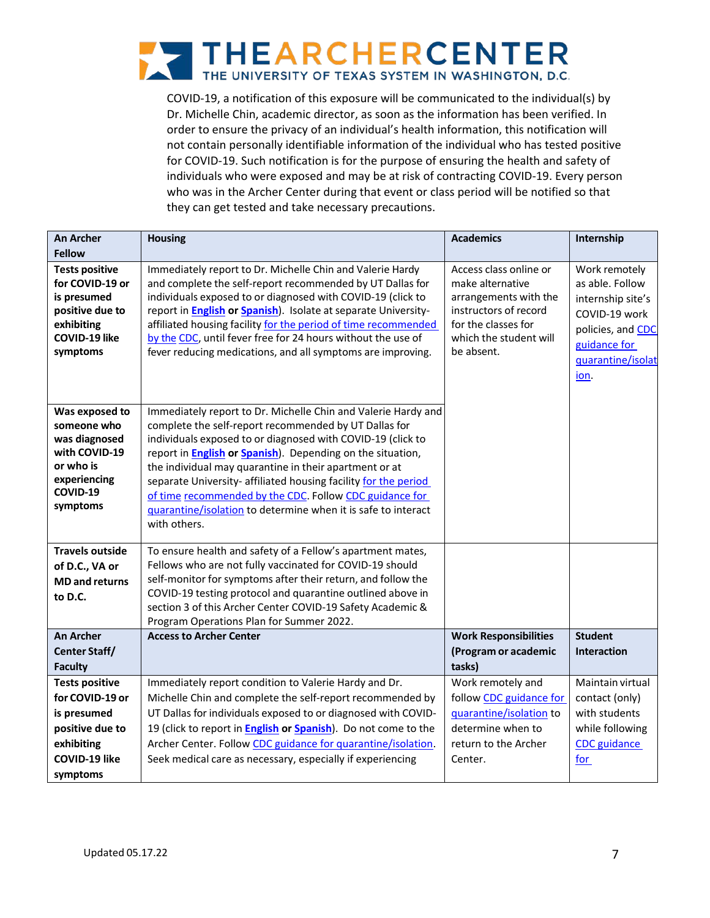COVID-19, a notification of this exposure will be communicated to the individual(s) by Dr. Michelle Chin, academic director, as soon as the information has been verified. In order to ensure the privacy of an individual's health information, this notification will not contain personally identifiable information of the individual who has tested positive for COVID-19. Such notification is for the purpose of ensuring the health and safety of individuals who were exposed and may be at risk of contracting COVID-19. Every person who was in the Archer Center during that event or class period will be notified so that they can get tested and take necessary precautions.

| **An Archer Fellow** | **Housing** | **Academics** | **Internship** |
|---|---|---|---|
| **Tests positive for COVID-19 or is presumed positive due to exhibiting COVID-19 like symptoms** | Immediately report to Dr. Michelle Chin and Valerie Hardy and complete the self-report recommended by UT Dallas for individuals exposed to or diagnosed with COVID-19 (click to report in **English** or **Spanish**). Isolate at separate University-affiliated housing facility for the period of time recommended by the CDC, until fever free for 24 hours without the use of fever reducing medications, and all symptoms are improving. | Access class online or make alternative arrangements with the instructors of record for the classes for which the student will be absent. | Work remotely as able. Follow internship site's COVID-19 work policies, and CDC guidance for quarantine/isolation. |
| **Was exposed to someone who was diagnosed with COVID-19 or who is experiencing COVID-19 symptoms** | Immediately report to Dr. Michelle Chin and Valerie Hardy and complete the self-report recommended by UT Dallas for individuals exposed to or diagnosed with COVID-19 (click to report in **English** or **Spanish**). Depending on the situation, the individual may quarantine in their apartment or at separate University- affiliated housing facility for the period of time recommended by the CDC. Follow CDC guidance for quarantine/isolation to determine when it is safe to interact with others. | | |
| **Travels outside of D.C., VA or MD and returns to D.C.** | To ensure health and safety of a Fellow's apartment mates, Fellows who are not fully vaccinated for COVID-19 should self-monitor for symptoms after their return, and follow the COVID-19 testing protocol and quarantine outlined above in section 3 of this Archer Center COVID-19 Safety Academic & Program Operations Plan for Summer 2022. | | |
| **An Archer Center Staff/ Faculty** | **Access to Archer Center** | **Work Responsibilities (Program or academic tasks)** | **Student Interaction** |
| **Tests positive for COVID-19 or is presumed positive due to exhibiting COVID-19 like symptoms** | Immediately report condition to Valerie Hardy and Dr. Michelle Chin and complete the self-report recommended by UT Dallas for individuals exposed to or diagnosed with COVID-19 (click to report in **English** or **Spanish**). Do not come to the Archer Center. Follow CDC guidance for quarantine/isolation. Seek medical care as necessary, especially if experiencing | Work remotely and follow CDC guidance for quarantine/isolation to determine when to return to the Archer Center. | Maintain virtual contact (only) with students while following CDC guidance for |

Updated 05.17.22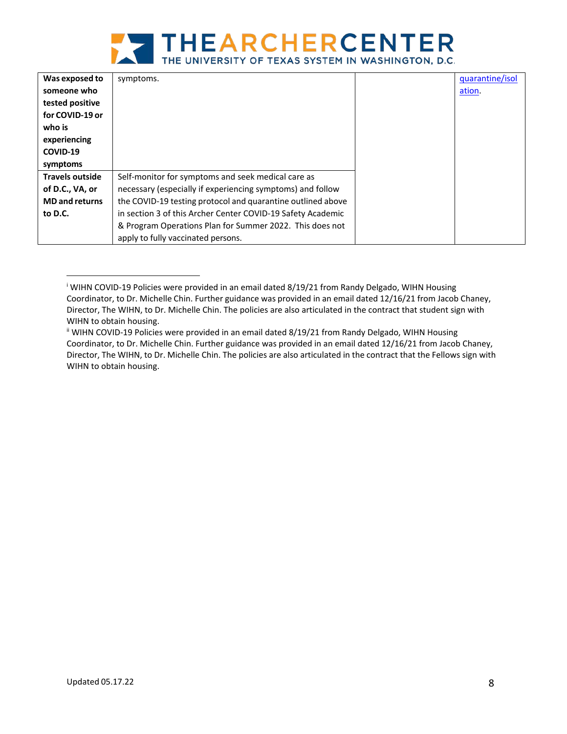| | | | |
|---|---|---|---|
| **Was exposed to someone who tested positive for COVID-19 or who is experiencing COVID-19 symptoms** | symptoms. | | quarantine/isolation. |
| **Travels outside of D.C., VA, or MD and returns to D.C.** | Self-monitor for symptoms and seek medical care as necessary (especially if experiencing symptoms) and follow the COVID-19 testing protocol and quarantine outlined above in section 3 of this Archer Center COVID-19 Safety Academic & Program Operations Plan for Summer 2022. This does not apply to fully vaccinated persons. | | |

---

[i] WIHN COVID-19 Policies were provided in an email dated 8/19/21 from Randy Delgado, WIHN Housing Coordinator, to Dr. Michelle Chin. Further guidance was provided in an email dated 12/16/21 from Jacob Chaney, Director, The WIHN, to Dr. Michelle Chin. The policies are also articulated in the contract that student sign with WIHN to obtain housing.

[ii] WIHN COVID-19 Policies were provided in an email dated 8/19/21 from Randy Delgado, WIHN Housing Coordinator, to Dr. Michelle Chin. Further guidance was provided in an email dated 12/16/21 from Jacob Chaney, Director, The WIHN, to Dr. Michelle Chin. The policies are also articulated in the contract that the Fellows sign with WIHN to obtain housing.

Updated 05.17.22